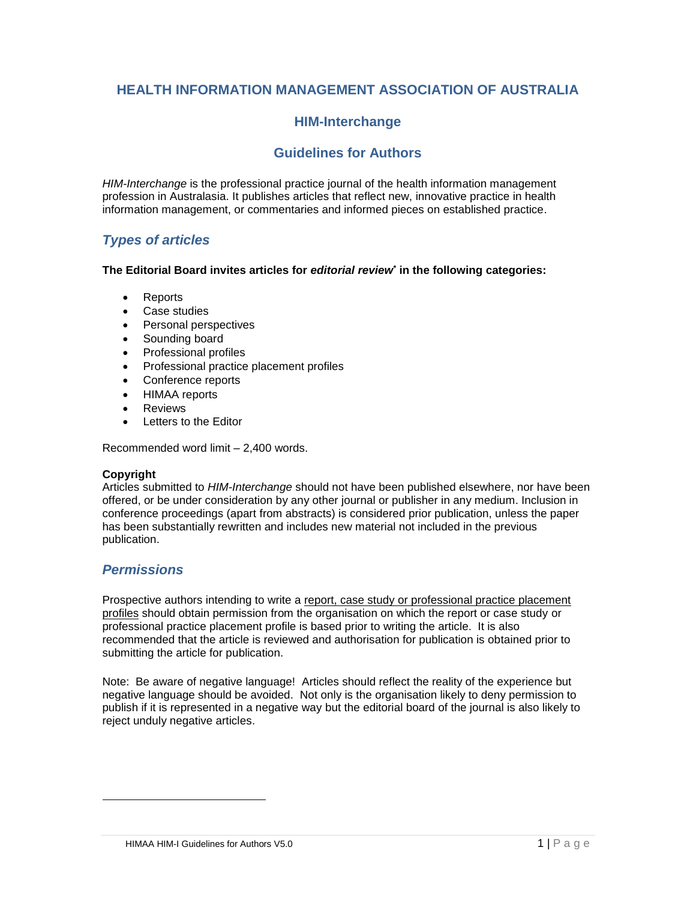# HEALTH INFORMATION MANAGEMENT ASSOCIATION OF AUSTRALIA

## HIM-Interchange

## Guidelines for Authors

*HIM-Interchange* is the professional practice journal of the health information management profession in Australasia. It publishes articles that reflect new, innovative practice in health information management, or commentaries and informed pieces on established practice.

## *Types of articles*

**The Editorial Board invites articles for *editorial review*[*] in the following categories:**

- Reports
- Case studies
- Personal perspectives
- Sounding board
- Professional profiles
- Professional practice placement profiles
- Conference reports
- HIMAA reports
- Reviews
- Letters to the Editor

Recommended word limit – 2,400 words.

**Copyright**

Articles submitted to *HIM-Interchange* should not have been published elsewhere, nor have been offered, or be under consideration by any other journal or publisher in any medium. Inclusion in conference proceedings (apart from abstracts) is considered prior publication, unless the paper has been substantially rewritten and includes new material not included in the previous publication.

## *Permissions*

Prospective authors intending to write a report, case study or professional practice placement profiles should obtain permission from the organisation on which the report or case study or professional practice placement profile is based prior to writing the article. It is also recommended that the article is reviewed and authorisation for publication is obtained prior to submitting the article for publication.

Note: Be aware of negative language! Articles should reflect the reality of the experience but negative language should be avoided. Not only is the organisation likely to deny permission to publish if it is represented in a negative way but the editorial board of the journal is also likely to reject unduly negative articles.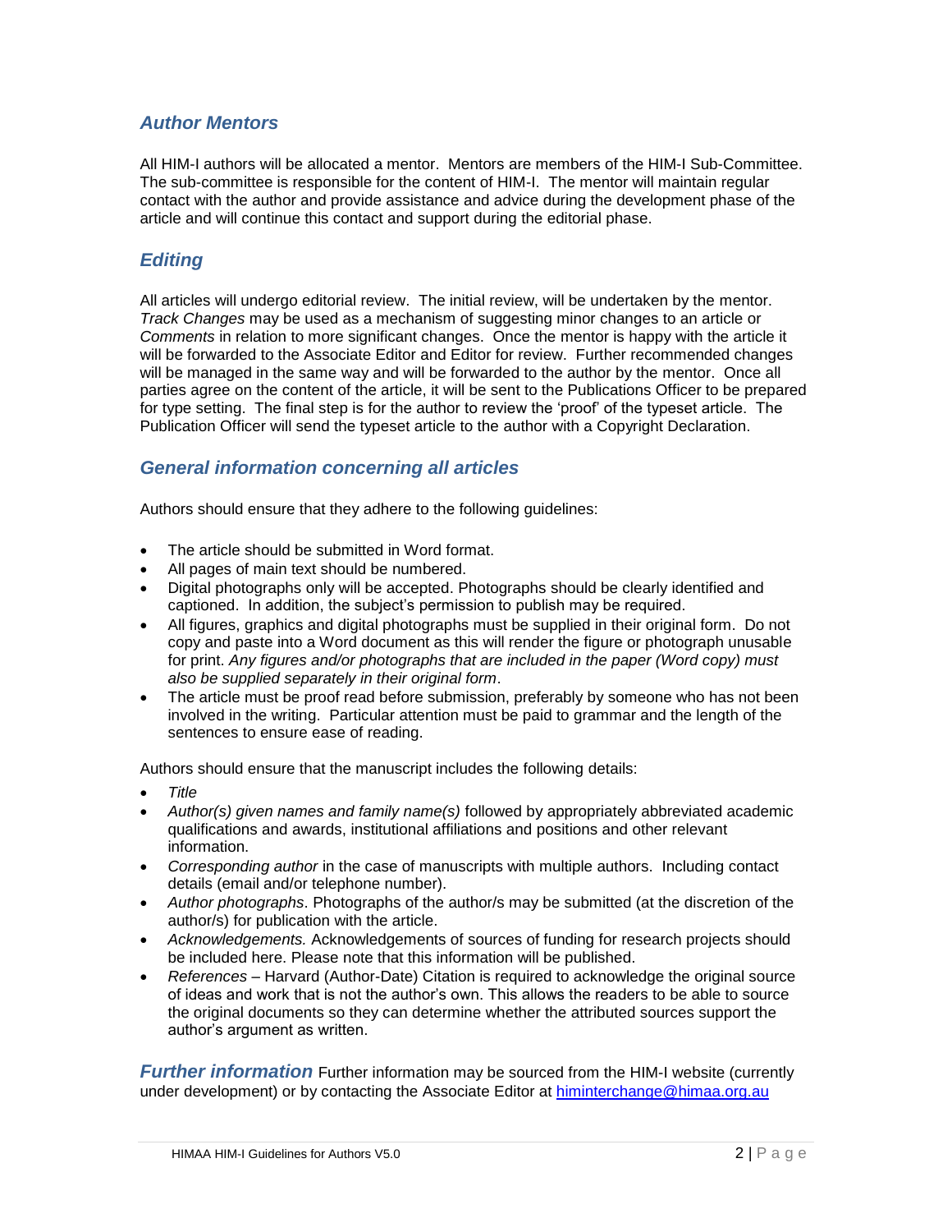## *Author Mentors*

All HIM-I authors will be allocated a mentor. Mentors are members of the HIM-I Sub-Committee. The sub-committee is responsible for the content of HIM-I. The mentor will maintain regular contact with the author and provide assistance and advice during the development phase of the article and will continue this contact and support during the editorial phase.

## *Editing*

All articles will undergo editorial review. The initial review, will be undertaken by the mentor. *Track Changes* may be used as a mechanism of suggesting minor changes to an article or *Comments* in relation to more significant changes. Once the mentor is happy with the article it will be forwarded to the Associate Editor and Editor for review. Further recommended changes will be managed in the same way and will be forwarded to the author by the mentor. Once all parties agree on the content of the article, it will be sent to the Publications Officer to be prepared for type setting. The final step is for the author to review the 'proof' of the typeset article. The Publication Officer will send the typeset article to the author with a Copyright Declaration.

## *General information concerning all articles*

Authors should ensure that they adhere to the following guidelines:

- The article should be submitted in Word format.
- All pages of main text should be numbered.
- Digital photographs only will be accepted. Photographs should be clearly identified and captioned. In addition, the subject's permission to publish may be required.
- All figures, graphics and digital photographs must be supplied in their original form. Do not copy and paste into a Word document as this will render the figure or photograph unusable for print. *Any figures and/or photographs that are included in the paper (Word copy) must also be supplied separately in their original form*.
- The article must be proof read before submission, preferably by someone who has not been involved in the writing. Particular attention must be paid to grammar and the length of the sentences to ensure ease of reading.

Authors should ensure that the manuscript includes the following details:

- *Title*
- *Author(s) given names and family name(s)* followed by appropriately abbreviated academic qualifications and awards, institutional affiliations and positions and other relevant information.
- *Corresponding author* in the case of manuscripts with multiple authors. Including contact details (email and/or telephone number).
- *Author photographs*. Photographs of the author/s may be submitted (at the discretion of the author/s) for publication with the article.
- *Acknowledgements.* Acknowledgements of sources of funding for research projects should be included here. Please note that this information will be published.
- *References* – Harvard (Author-Date) Citation is required to acknowledge the original source of ideas and work that is not the author's own. This allows the readers to be able to source the original documents so they can determine whether the attributed sources support the author's argument as written.

***Further information*** Further information may be sourced from the HIM-I website (currently under development) or by contacting the Associate Editor at himinterchange@himaa.org.au